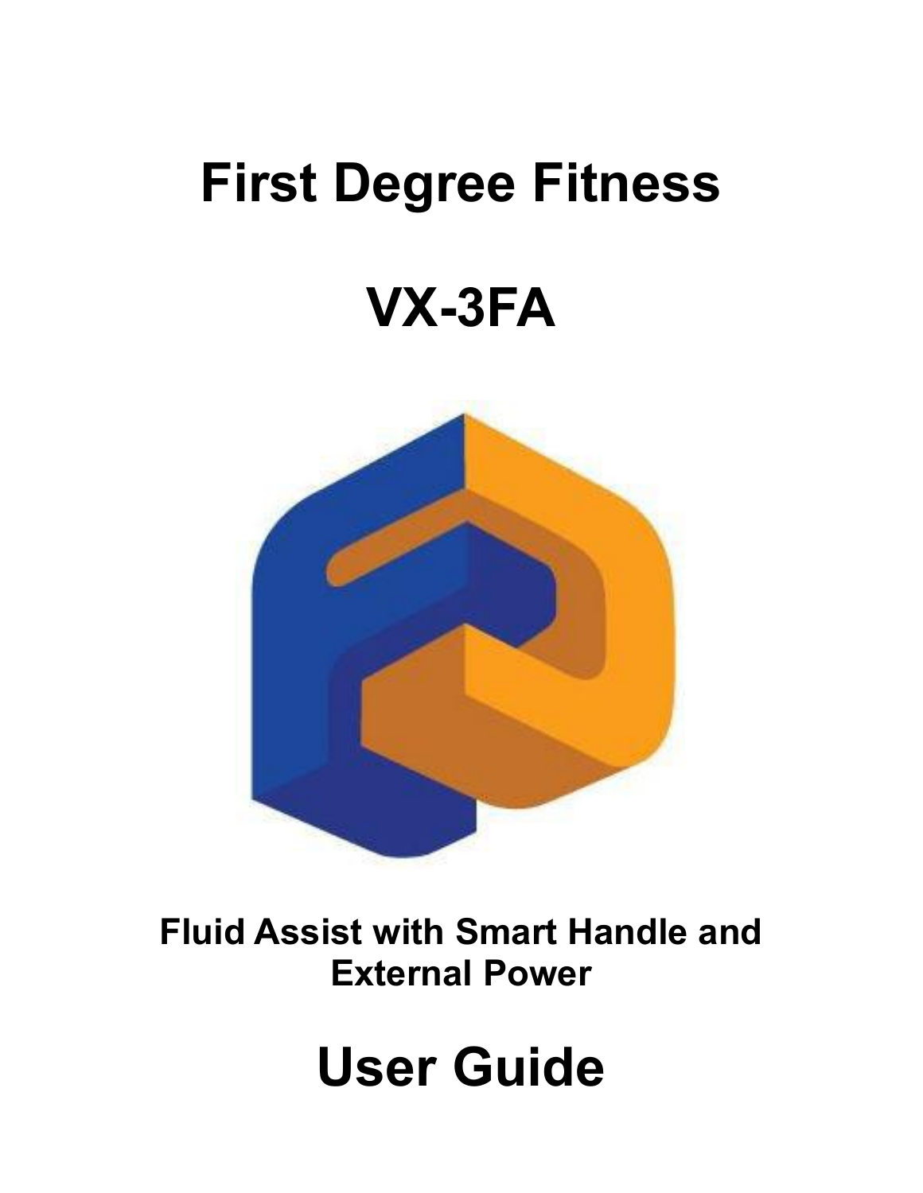# First Degree Fitness

# VX-3FA

**Fluid Assist with Smart Handle and External Power**

# User Guide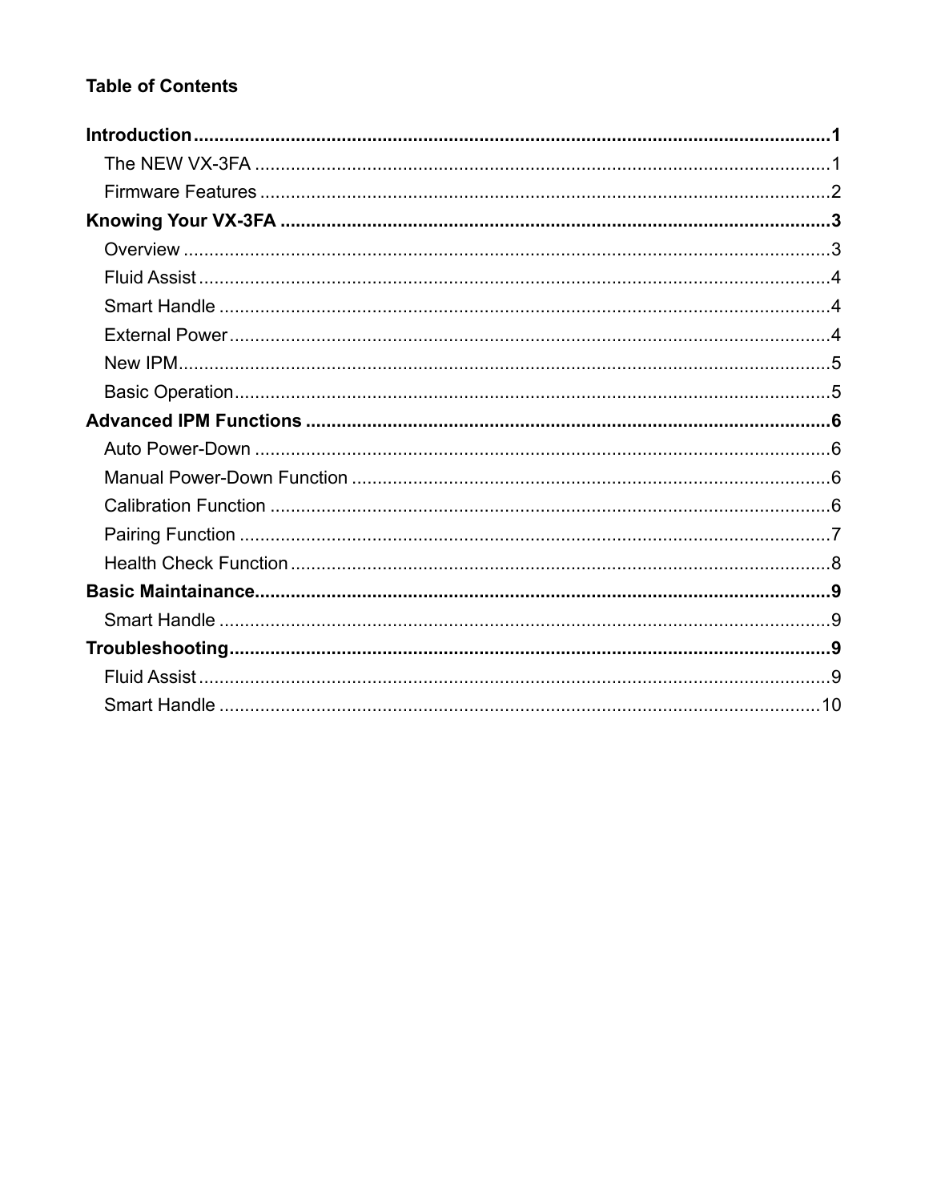**Table of Contents**

**Introduction** .......... **1**
- The NEW VX-3FA .......... 1
- Firmware Features .......... 2

**Knowing Your VX-3FA** .......... **3**
- Overview .......... 3
- Fluid Assist .......... 4
- Smart Handle .......... 4
- External Power .......... 4
- New IPM .......... 5
- Basic Operation .......... 5

**Advanced IPM Functions** .......... **6**
- Auto Power-Down .......... 6
- Manual Power-Down Function .......... 6
- Calibration Function .......... 6
- Pairing Function .......... 7
- Health Check Function .......... 8

**Basic Maintainance** .......... **9**
- Smart Handle .......... 9

**Troubleshooting** .......... **9**
- Fluid Assist .......... 9
- Smart Handle .......... 10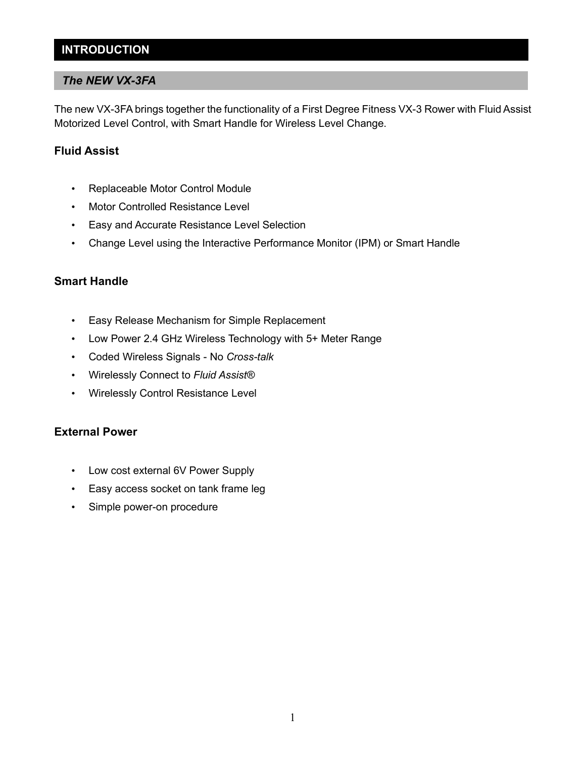# INTRODUCTION

## *The NEW VX-3FA*

The new VX-3FA brings together the functionality of a First Degree Fitness VX-3 Rower with Fluid Assist Motorized Level Control, with Smart Handle for Wireless Level Change.

### Fluid Assist

- Replaceable Motor Control Module
- Motor Controlled Resistance Level
- Easy and Accurate Resistance Level Selection
- Change Level using the Interactive Performance Monitor (IPM) or Smart Handle

### Smart Handle

- Easy Release Mechanism for Simple Replacement
- Low Power 2.4 GHz Wireless Technology with 5+ Meter Range
- Coded Wireless Signals - No *Cross-talk*
- Wirelessly Connect to *Fluid Assist*®
- Wirelessly Control Resistance Level

### External Power

- Low cost external 6V Power Supply
- Easy access socket on tank frame leg
- Simple power-on procedure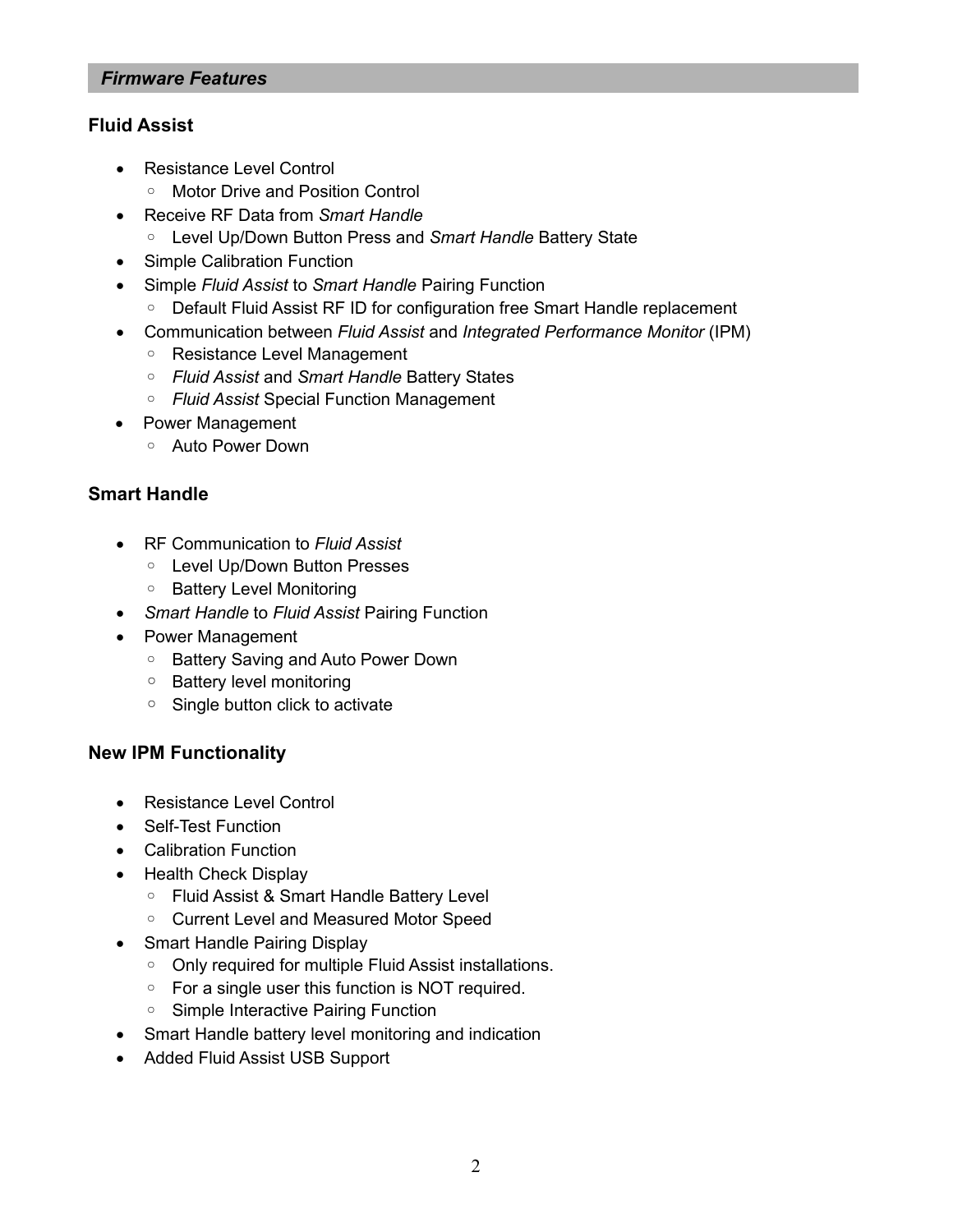## *Firmware Features*

### Fluid Assist

- Resistance Level Control
  - Motor Drive and Position Control
- Receive RF Data from *Smart Handle*
  - Level Up/Down Button Press and *Smart Handle* Battery State
- Simple Calibration Function
- Simple *Fluid Assist* to *Smart Handle* Pairing Function
  - Default Fluid Assist RF ID for configuration free Smart Handle replacement
- Communication between *Fluid Assist* and *Integrated Performance Monitor* (IPM)
  - Resistance Level Management
  - *Fluid Assist* and *Smart Handle* Battery States
  - *Fluid Assist* Special Function Management
- Power Management
  - Auto Power Down

### Smart Handle

- RF Communication to *Fluid Assist*
  - Level Up/Down Button Presses
  - Battery Level Monitoring
- *Smart Handle* to *Fluid Assist* Pairing Function
- Power Management
  - Battery Saving and Auto Power Down
  - Battery level monitoring
  - Single button click to activate

### New IPM Functionality

- Resistance Level Control
- Self-Test Function
- Calibration Function
- Health Check Display
  - Fluid Assist & Smart Handle Battery Level
  - Current Level and Measured Motor Speed
- Smart Handle Pairing Display
  - Only required for multiple Fluid Assist installations.
  - For a single user this function is NOT required.
  - Simple Interactive Pairing Function
- Smart Handle battery level monitoring and indication
- Added Fluid Assist USB Support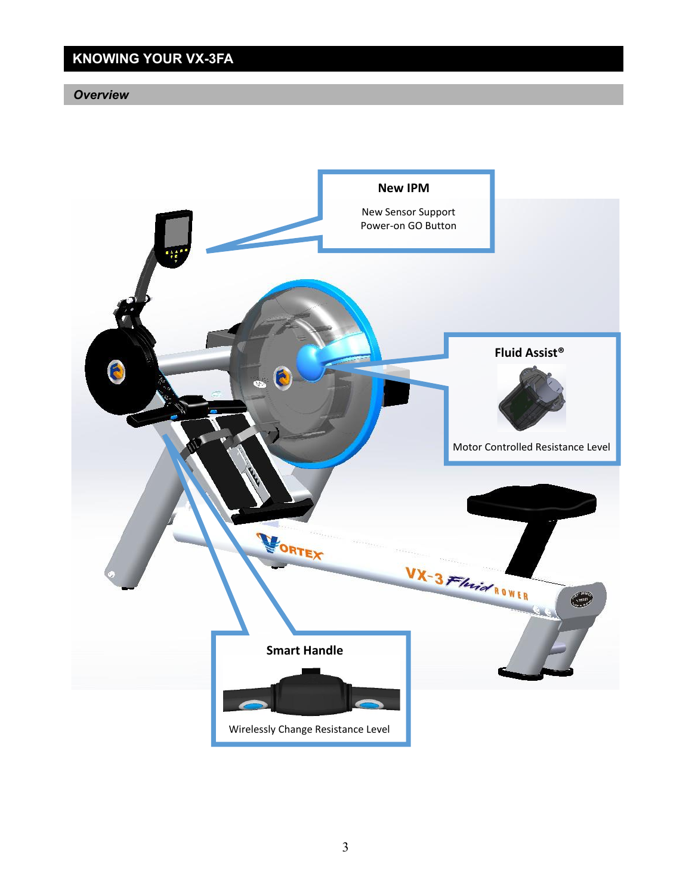# KNOWING YOUR VX-3FA

## *Overview*

**New IPM**

New Sensor Support
Power-on GO Button

**Fluid Assist®**

Motor Controlled Resistance Level

**Smart Handle**

Wirelessly Change Resistance Level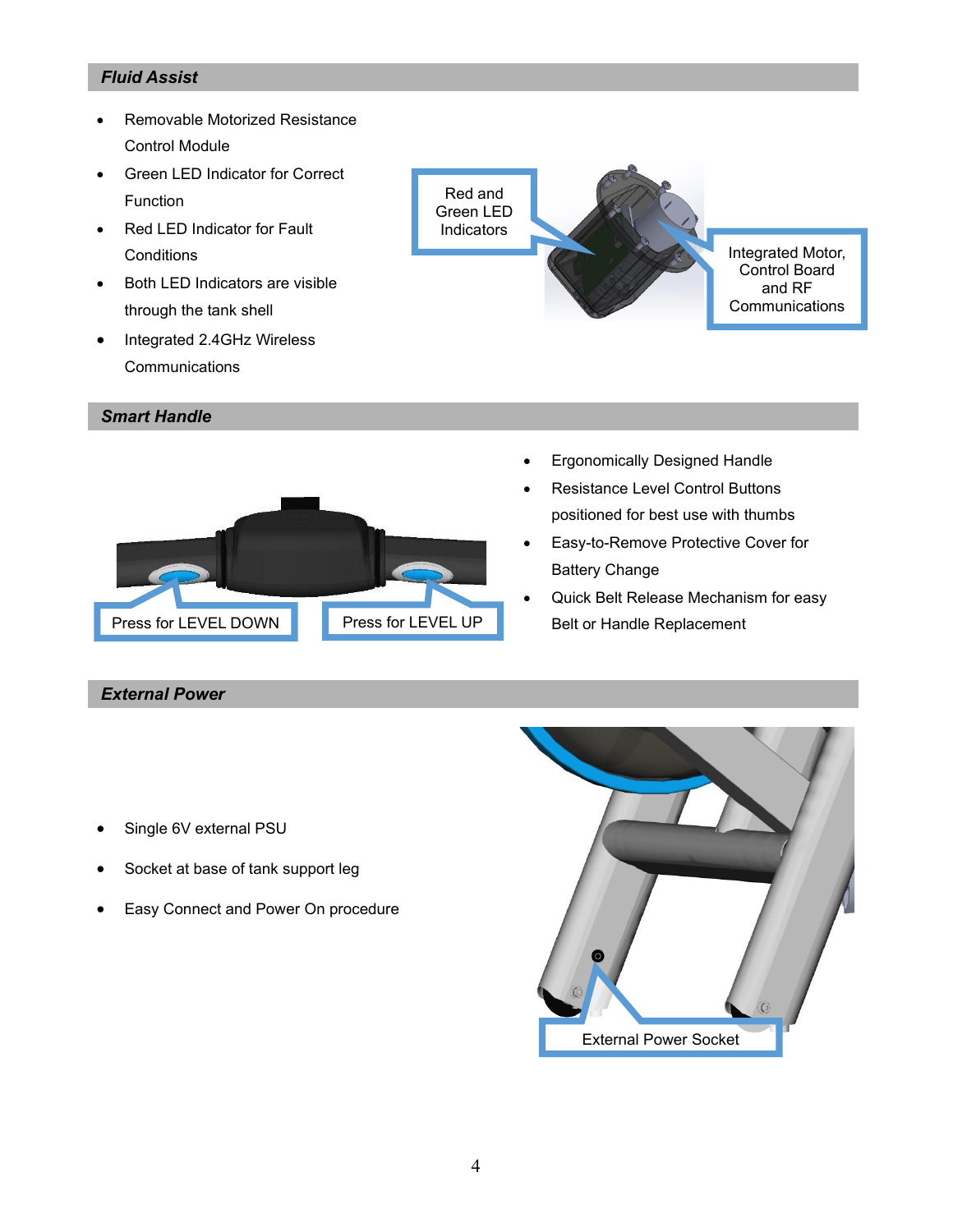## Fluid Assist

- Removable Motorized Resistance Control Module
- Green LED Indicator for Correct Function
- Red LED Indicator for Fault Conditions
- Both LED Indicators are visible through the tank shell
- Integrated 2.4GHz Wireless Communications

Red and Green LED Indicators

Integrated Motor, Control Board and RF Communications

## Smart Handle

Press for LEVEL DOWN

Press for LEVEL UP

- Ergonomically Designed Handle
- Resistance Level Control Buttons positioned for best use with thumbs
- Easy-to-Remove Protective Cover for Battery Change
- Quick Belt Release Mechanism for easy Belt or Handle Replacement

## External Power

- Single 6V external PSU
- Socket at base of tank support leg
- Easy Connect and Power On procedure

External Power Socket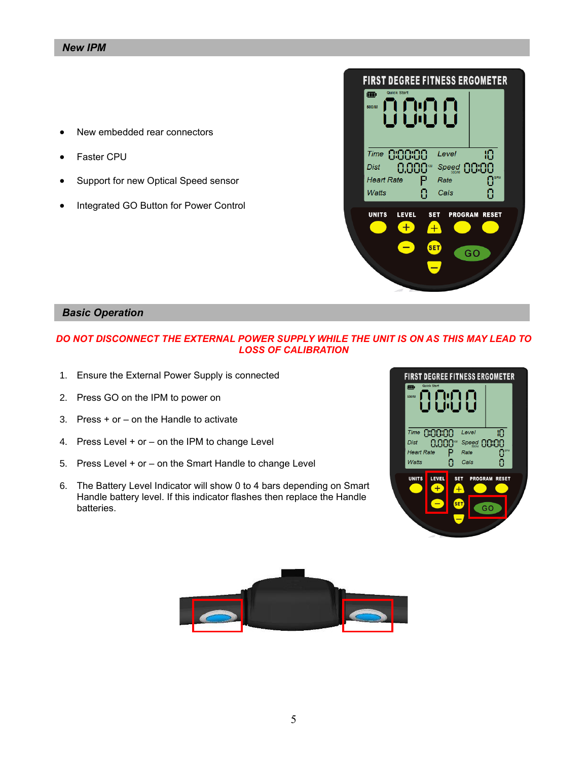## New IPM

- New embedded rear connectors
- Faster CPU
- Support for new Optical Speed sensor
- Integrated GO Button for Power Control

## Basic Operation

***DO NOT DISCONNECT THE EXTERNAL POWER SUPPLY WHILE THE UNIT IS ON AS THIS MAY LEAD TO LOSS OF CALIBRATION***

1. Ensure the External Power Supply is connected
2. Press GO on the IPM to power on
3. Press + or – on the Handle to activate
4. Press Level + or – on the IPM to change Level
5. Press Level + or – on the Smart Handle to change Level
6. The Battery Level Indicator will show 0 to 4 bars depending on Smart Handle battery level. If this indicator flashes then replace the Handle batteries.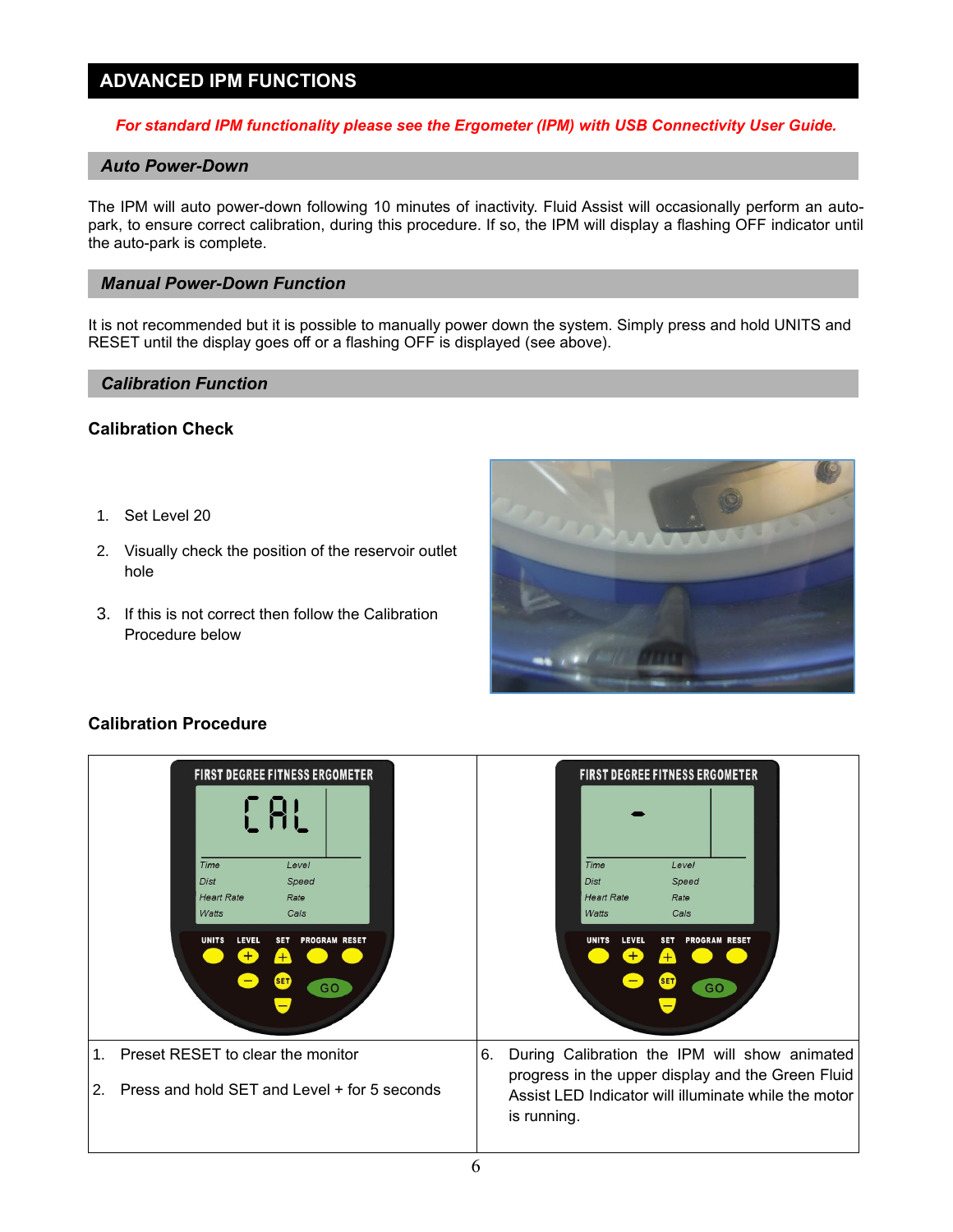# ADVANCED IPM FUNCTIONS

*For standard IPM functionality please see the Ergometer (IPM) with USB Connectivity User Guide.*

## *Auto Power-Down*

The IPM will auto power-down following 10 minutes of inactivity. Fluid Assist will occasionally perform an auto-park, to ensure correct calibration, during this procedure. If so, the IPM will display a flashing OFF indicator until the auto-park is complete.

## *Manual Power-Down Function*

It is not recommended but it is possible to manually power down the system. Simply press and hold UNITS and RESET until the display goes off or a flashing OFF is displayed (see above).

## *Calibration Function*

### Calibration Check

1. Set Level 20
2. Visually check the position of the reservoir outlet hole
3. If this is not correct then follow the Calibration Procedure below

### Calibration Procedure

| | |
|---|---|
| 1. Preset RESET to clear the monitor<br><br>2. Press and hold SET and Level + for 5 seconds | 6. During Calibration the IPM will show animated progress in the upper display and the Green Fluid Assist LED Indicator will illuminate while the motor is running. |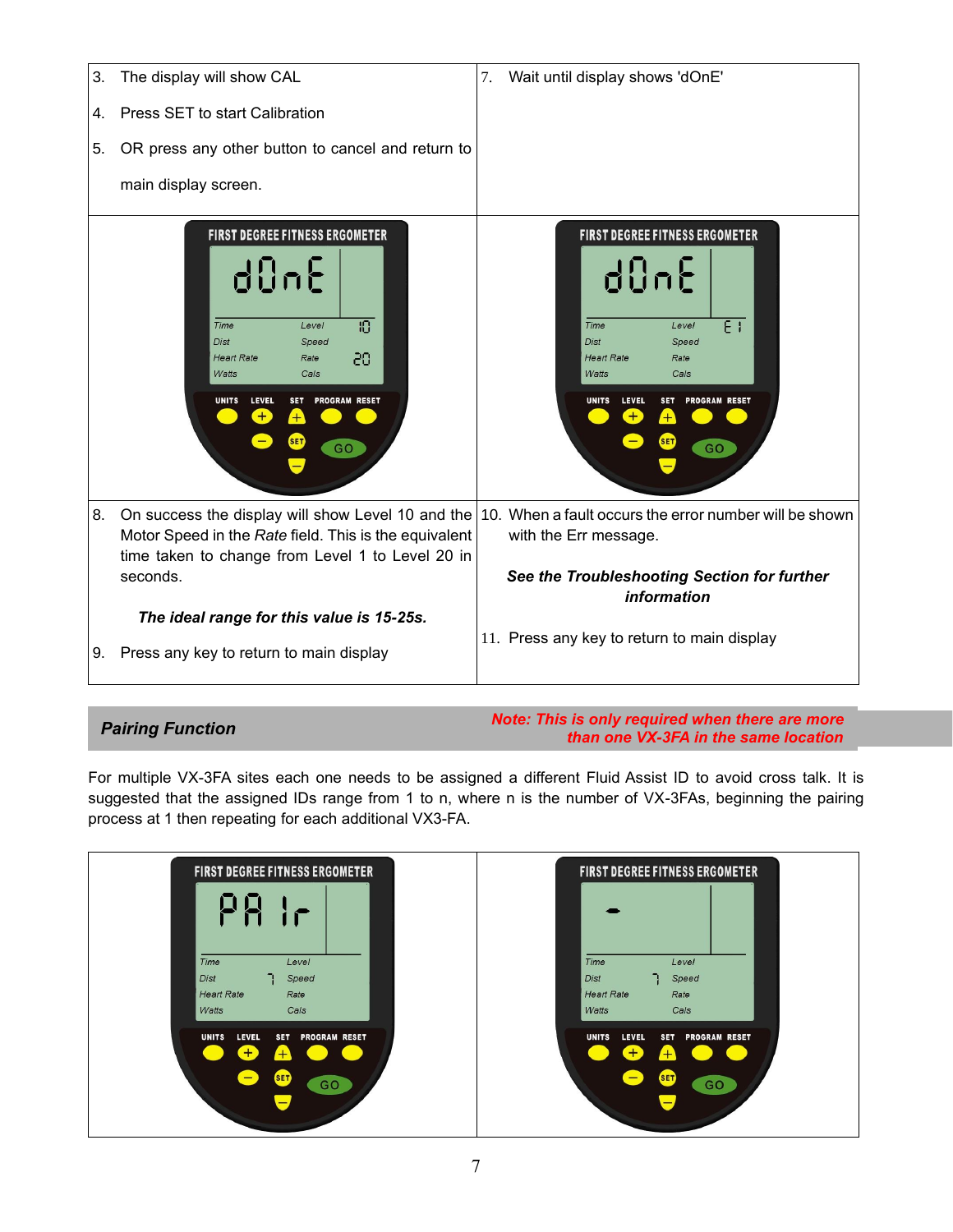| | |
|---|---|
| 3. The display will show CAL<br>4. Press SET to start Calibration<br>5. OR press any other button to cancel and return to main display screen. | 7. Wait until display shows 'dOnE' |
| | |
| 8. On success the display will show Level 10 and the Motor Speed in the *Rate* field. This is the equivalent time taken to change from Level 1 to Level 20 in seconds.<br>***The ideal range for this value is 15-25s.***<br>9. Press any key to return to main display | 10. When a fault occurs the error number will be shown with the Err message.<br>***See the Troubleshooting Section for further information***<br>11. Press any key to return to main display |

## *Pairing Function*

***Note: This is only required when there are more than one VX-3FA in the same location***

For multiple VX-3FA sites each one needs to be assigned a different Fluid Assist ID to avoid cross talk. It is suggested that the assigned IDs range from 1 to n, where n is the number of VX-3FAs, beginning the pairing process at 1 then repeating for each additional VX3-FA.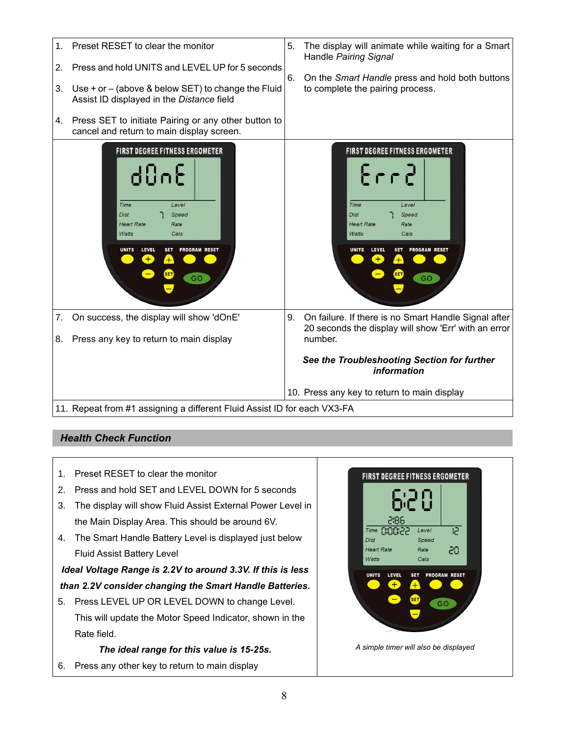1. Preset RESET to clear the monitor
2. Press and hold UNITS and LEVEL UP for 5 seconds
3. Use + or – (above & below SET) to change the Fluid Assist ID displayed in the *Distance* field
4. Press SET to initiate Pairing or any other button to cancel and return to main display screen.
5. The display will animate while waiting for a Smart Handle *Pairing Signal*
6. On the *Smart Handle* press and hold both buttons to complete the pairing process.
7. On success, the display will show 'dOnE'
8. Press any key to return to main display
9. On failure. If there is no Smart Handle Signal after 20 seconds the display will show 'Err' with an error number.

   ***See the Troubleshooting Section for further information***

10. Press any key to return to main display
11. Repeat from #1 assigning a different Fluid Assist ID for each VX3-FA

## Health Check Function

1. Preset RESET to clear the monitor
2. Press and hold SET and LEVEL DOWN for 5 seconds
3. The display will show Fluid Assist External Power Level in the Main Display Area. This should be around 6V.
4. The Smart Handle Battery Level is displayed just below Fluid Assist Battery Level

   ***Ideal Voltage Range is 2.2V to around 3.3V. If this is less than 2.2V consider changing the Smart Handle Batteries.***

5. Press LEVEL UP OR LEVEL DOWN to change Level. This will update the Motor Speed Indicator, shown in the Rate field.

   ***The ideal range for this value is 15-25s.***

6. Press any other key to return to main display

*A simple timer will also be displayed*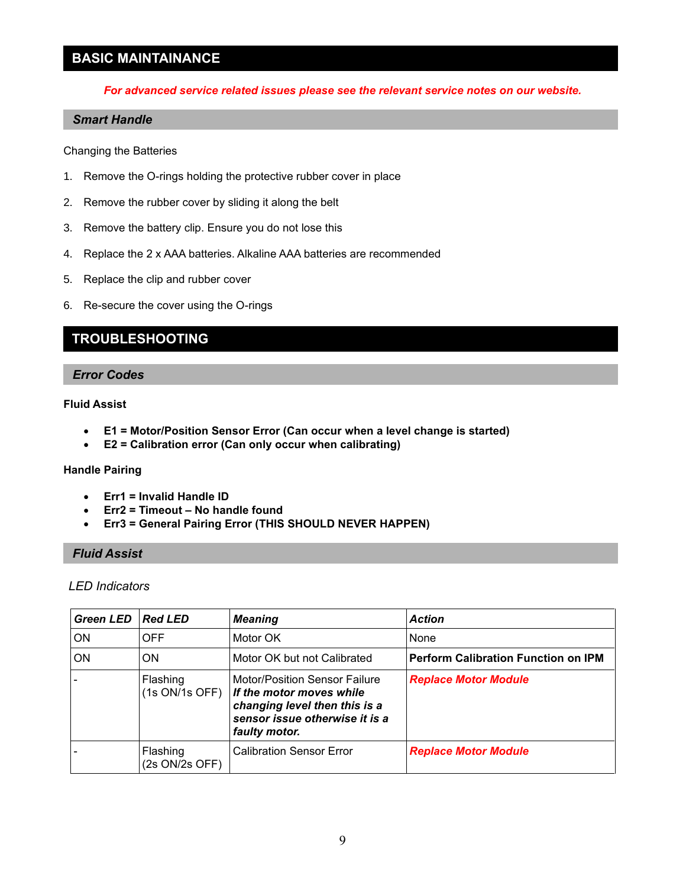## BASIC MAINTAINANCE

***For advanced service related issues please see the relevant service notes on our website.***

### *Smart Handle*

Changing the Batteries

1. Remove the O-rings holding the protective rubber cover in place
2. Remove the rubber cover by sliding it along the belt
3. Remove the battery clip. Ensure you do not lose this
4. Replace the 2 x AAA batteries. Alkaline AAA batteries are recommended
5. Replace the clip and rubber cover
6. Re-secure the cover using the O-rings

## TROUBLESHOOTING

### *Error Codes*

**Fluid Assist**

- **E1 = Motor/Position Sensor Error (Can occur when a level change is started)**
- **E2 = Calibration error (Can only occur when calibrating)**

**Handle Pairing**

- **Err1 = Invalid Handle ID**
- **Err2 = Timeout – No handle found**
- **Err3 = General Pairing Error (THIS SHOULD NEVER HAPPEN)**

### *Fluid Assist*

*LED Indicators*

| *Green LED* | *Red LED* | *Meaning* | *Action* |
|---|---|---|---|
| ON | OFF | Motor OK | None |
| ON | ON | Motor OK but not Calibrated | **Perform Calibration Function on IPM** |
| - | Flashing (1s ON/1s OFF) | Motor/Position Sensor Failure ***If the motor moves while changing level then this is a sensor issue otherwise it is a faulty motor.*** | ***Replace Motor Module*** |
| - | Flashing (2s ON/2s OFF) | Calibration Sensor Error | ***Replace Motor Module*** |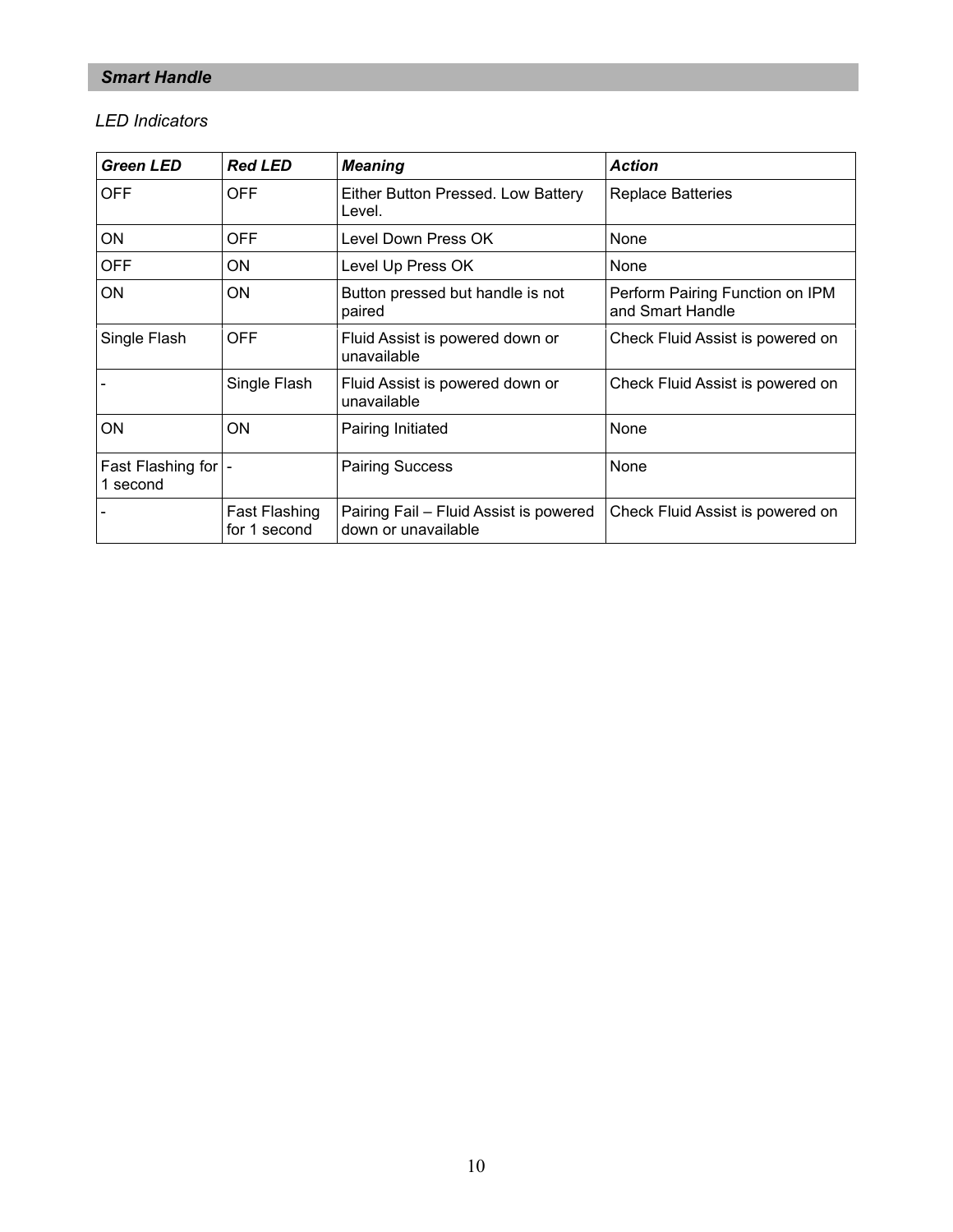## *Smart Handle*

*LED Indicators*

| ***Green LED*** | ***Red LED*** | ***Meaning*** | ***Action*** |
|---|---|---|---|
| OFF | OFF | Either Button Pressed. Low Battery Level. | Replace Batteries |
| ON | OFF | Level Down Press OK | None |
| OFF | ON | Level Up Press OK | None |
| ON | ON | Button pressed but handle is not paired | Perform Pairing Function on IPM and Smart Handle |
| Single Flash | OFF | Fluid Assist is powered down or unavailable | Check Fluid Assist is powered on |
| - | Single Flash | Fluid Assist is powered down or unavailable | Check Fluid Assist is powered on |
| ON | ON | Pairing Initiated | None |
| Fast Flashing for 1 second | - | Pairing Success | None |
| - | Fast Flashing for 1 second | Pairing Fail – Fluid Assist is powered down or unavailable | Check Fluid Assist is powered on |